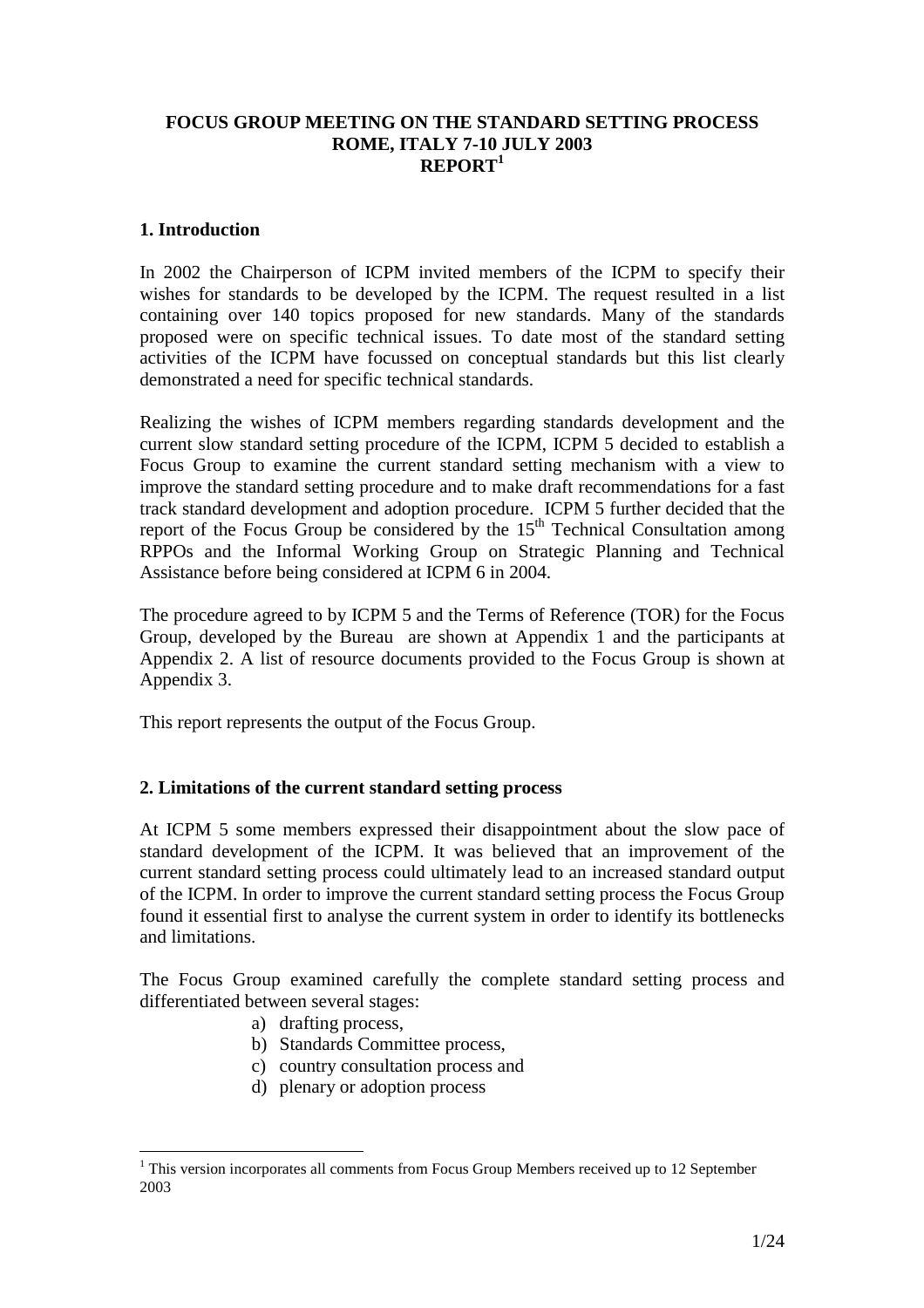# FOCUS GROUP MEETING ON THE STANDARD SETTING PROCESS
## ROME, ITALY 7-10 JULY 2003
## REPORT[1]

### 1. Introduction

In 2002 the Chairperson of ICPM invited members of the ICPM to specify their wishes for standards to be developed by the ICPM. The request resulted in a list containing over 140 topics proposed for new standards. Many of the standards proposed were on specific technical issues. To date most of the standard setting activities of the ICPM have focussed on conceptual standards but this list clearly demonstrated a need for specific technical standards.

Realizing the wishes of ICPM members regarding standards development and the current slow standard setting procedure of the ICPM, ICPM 5 decided to establish a Focus Group to examine the current standard setting mechanism with a view to improve the standard setting procedure and to make draft recommendations for a fast track standard development and adoption procedure. ICPM 5 further decided that the report of the Focus Group be considered by the 15th Technical Consultation among RPPOs and the Informal Working Group on Strategic Planning and Technical Assistance before being considered at ICPM 6 in 2004.

The procedure agreed to by ICPM 5 and the Terms of Reference (TOR) for the Focus Group, developed by the Bureau are shown at Appendix 1 and the participants at Appendix 2. A list of resource documents provided to the Focus Group is shown at Appendix 3.

This report represents the output of the Focus Group.

### 2. Limitations of the current standard setting process

At ICPM 5 some members expressed their disappointment about the slow pace of standard development of the ICPM. It was believed that an improvement of the current standard setting process could ultimately lead to an increased standard output of the ICPM. In order to improve the current standard setting process the Focus Group found it essential first to analyse the current system in order to identify its bottlenecks and limitations.

The Focus Group examined carefully the complete standard setting process and differentiated between several stages:

a) drafting process,
b) Standards Committee process,
c) country consultation process and
d) plenary or adoption process

[1] This version incorporates all comments from Focus Group Members received up to 12 September 2003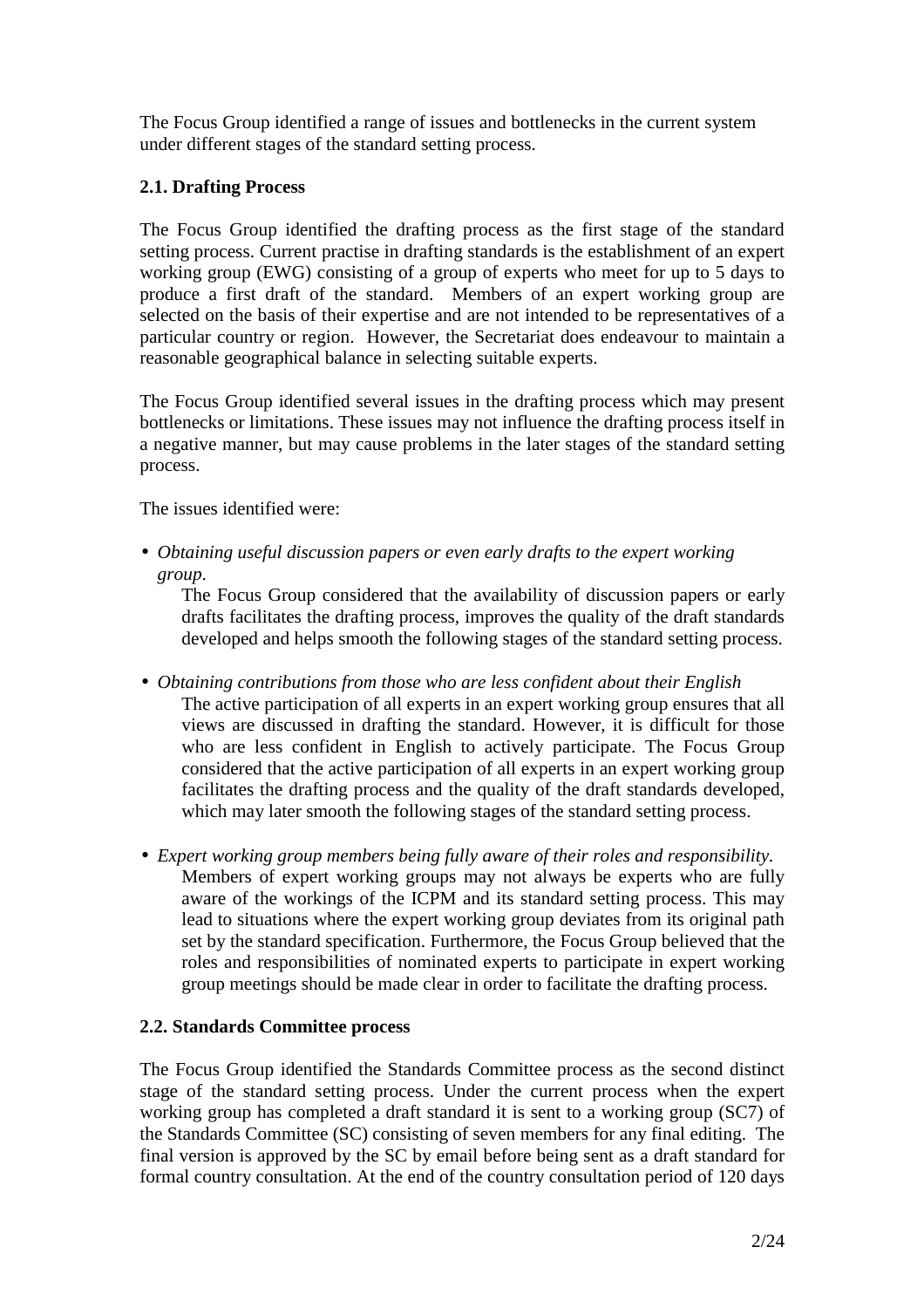The Focus Group identified a range of issues and bottlenecks in the current system under different stages of the standard setting process.

### 2.1. Drafting Process

The Focus Group identified the drafting process as the first stage of the standard setting process. Current practise in drafting standards is the establishment of an expert working group (EWG) consisting of a group of experts who meet for up to 5 days to produce a first draft of the standard. Members of an expert working group are selected on the basis of their expertise and are not intended to be representatives of a particular country or region. However, the Secretariat does endeavour to maintain a reasonable geographical balance in selecting suitable experts.

The Focus Group identified several issues in the drafting process which may present bottlenecks or limitations. These issues may not influence the drafting process itself in a negative manner, but may cause problems in the later stages of the standard setting process.

The issues identified were:

- *Obtaining useful discussion papers or even early drafts to the expert working group.*

  The Focus Group considered that the availability of discussion papers or early drafts facilitates the drafting process, improves the quality of the draft standards developed and helps smooth the following stages of the standard setting process.

- *Obtaining contributions from those who are less confident about their English*

  The active participation of all experts in an expert working group ensures that all views are discussed in drafting the standard. However, it is difficult for those who are less confident in English to actively participate. The Focus Group considered that the active participation of all experts in an expert working group facilitates the drafting process and the quality of the draft standards developed, which may later smooth the following stages of the standard setting process.

- *Expert working group members being fully aware of their roles and responsibility.*

  Members of expert working groups may not always be experts who are fully aware of the workings of the ICPM and its standard setting process. This may lead to situations where the expert working group deviates from its original path set by the standard specification. Furthermore, the Focus Group believed that the roles and responsibilities of nominated experts to participate in expert working group meetings should be made clear in order to facilitate the drafting process.

### 2.2. Standards Committee process

The Focus Group identified the Standards Committee process as the second distinct stage of the standard setting process. Under the current process when the expert working group has completed a draft standard it is sent to a working group (SC7) of the Standards Committee (SC) consisting of seven members for any final editing. The final version is approved by the SC by email before being sent as a draft standard for formal country consultation. At the end of the country consultation period of 120 days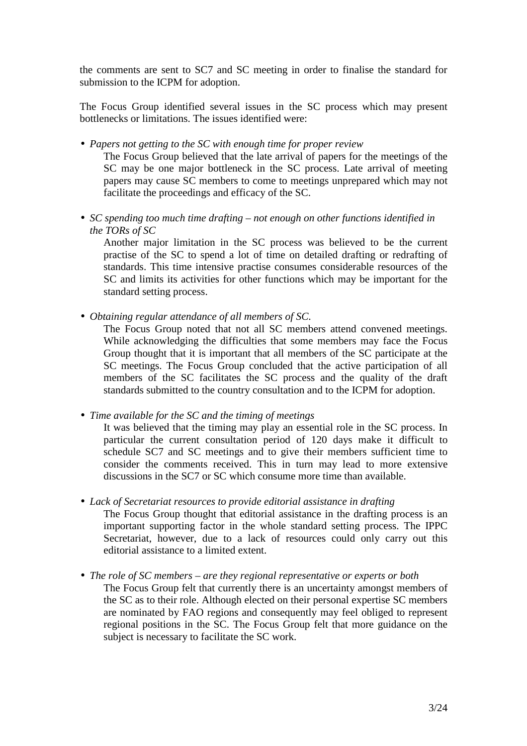the comments are sent to SC7 and SC meeting in order to finalise the standard for submission to the ICPM for adoption.

The Focus Group identified several issues in the SC process which may present bottlenecks or limitations. The issues identified were:

- *Papers not getting to the SC with enough time for proper review*
  
  The Focus Group believed that the late arrival of papers for the meetings of the SC may be one major bottleneck in the SC process. Late arrival of meeting papers may cause SC members to come to meetings unprepared which may not facilitate the proceedings and efficacy of the SC.

- *SC spending too much time drafting – not enough on other functions identified in the TORs of SC*
  
  Another major limitation in the SC process was believed to be the current practise of the SC to spend a lot of time on detailed drafting or redrafting of standards. This time intensive practise consumes considerable resources of the SC and limits its activities for other functions which may be important for the standard setting process.

- *Obtaining regular attendance of all members of SC.*
  
  The Focus Group noted that not all SC members attend convened meetings. While acknowledging the difficulties that some members may face the Focus Group thought that it is important that all members of the SC participate at the SC meetings. The Focus Group concluded that the active participation of all members of the SC facilitates the SC process and the quality of the draft standards submitted to the country consultation and to the ICPM for adoption.

- *Time available for the SC and the timing of meetings*
  
  It was believed that the timing may play an essential role in the SC process. In particular the current consultation period of 120 days make it difficult to schedule SC7 and SC meetings and to give their members sufficient time to consider the comments received. This in turn may lead to more extensive discussions in the SC7 or SC which consume more time than available.

- *Lack of Secretariat resources to provide editorial assistance in drafting*
  
  The Focus Group thought that editorial assistance in the drafting process is an important supporting factor in the whole standard setting process. The IPPC Secretariat, however, due to a lack of resources could only carry out this editorial assistance to a limited extent.

- *The role of SC members – are they regional representative or experts or both*
  
  The Focus Group felt that currently there is an uncertainty amongst members of the SC as to their role. Although elected on their personal expertise SC members are nominated by FAO regions and consequently may feel obliged to represent regional positions in the SC. The Focus Group felt that more guidance on the subject is necessary to facilitate the SC work.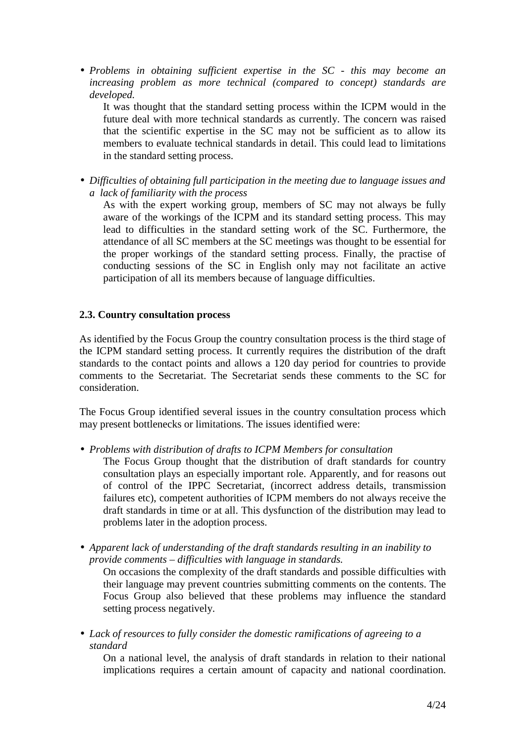- *Problems in obtaining sufficient expertise in the SC - this may become an increasing problem as more technical (compared to concept) standards are developed.*

  It was thought that the standard setting process within the ICPM would in the future deal with more technical standards as currently. The concern was raised that the scientific expertise in the SC may not be sufficient as to allow its members to evaluate technical standards in detail. This could lead to limitations in the standard setting process.

- *Difficulties of obtaining full participation in the meeting due to language issues and a lack of familiarity with the process*

  As with the expert working group, members of SC may not always be fully aware of the workings of the ICPM and its standard setting process. This may lead to difficulties in the standard setting work of the SC. Furthermore, the attendance of all SC members at the SC meetings was thought to be essential for the proper workings of the standard setting process. Finally, the practise of conducting sessions of the SC in English only may not facilitate an active participation of all its members because of language difficulties.

### 2.3. Country consultation process

As identified by the Focus Group the country consultation process is the third stage of the ICPM standard setting process. It currently requires the distribution of the draft standards to the contact points and allows a 120 day period for countries to provide comments to the Secretariat. The Secretariat sends these comments to the SC for consideration.

The Focus Group identified several issues in the country consultation process which may present bottlenecks or limitations. The issues identified were:

- *Problems with distribution of drafts to ICPM Members for consultation*

  The Focus Group thought that the distribution of draft standards for country consultation plays an especially important role. Apparently, and for reasons out of control of the IPPC Secretariat, (incorrect address details, transmission failures etc), competent authorities of ICPM members do not always receive the draft standards in time or at all. This dysfunction of the distribution may lead to problems later in the adoption process.

- *Apparent lack of understanding of the draft standards resulting in an inability to provide comments – difficulties with language in standards.*

  On occasions the complexity of the draft standards and possible difficulties with their language may prevent countries submitting comments on the contents. The Focus Group also believed that these problems may influence the standard setting process negatively.

- *Lack of resources to fully consider the domestic ramifications of agreeing to a standard*

  On a national level, the analysis of draft standards in relation to their national implications requires a certain amount of capacity and national coordination.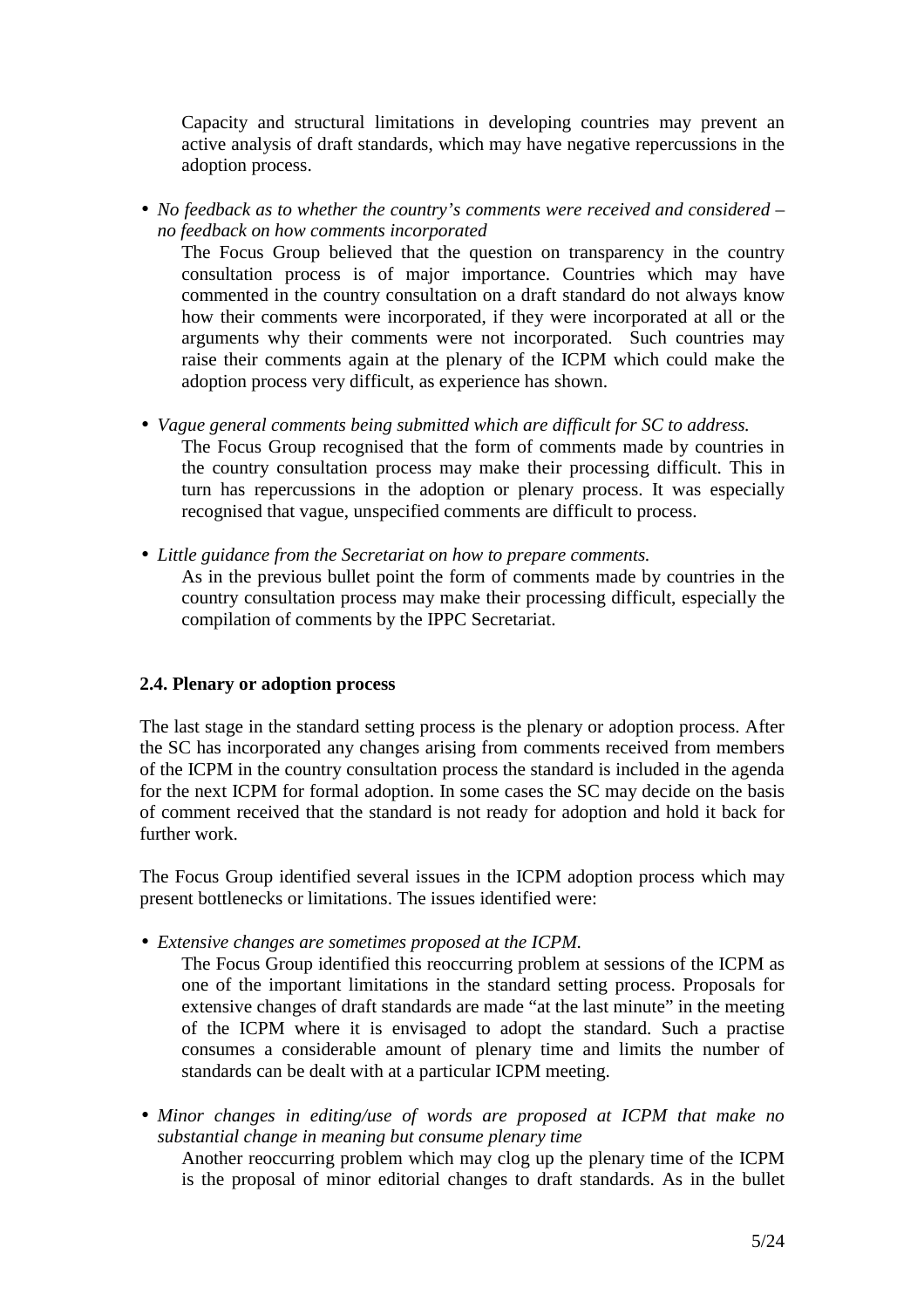Capacity and structural limitations in developing countries may prevent an active analysis of draft standards, which may have negative repercussions in the adoption process.

- *No feedback as to whether the country's comments were received and considered – no feedback on how comments incorporated*

  The Focus Group believed that the question on transparency in the country consultation process is of major importance. Countries which may have commented in the country consultation on a draft standard do not always know how their comments were incorporated, if they were incorporated at all or the arguments why their comments were not incorporated. Such countries may raise their comments again at the plenary of the ICPM which could make the adoption process very difficult, as experience has shown.

- *Vague general comments being submitted which are difficult for SC to address.*

  The Focus Group recognised that the form of comments made by countries in the country consultation process may make their processing difficult. This in turn has repercussions in the adoption or plenary process. It was especially recognised that vague, unspecified comments are difficult to process.

- *Little guidance from the Secretariat on how to prepare comments.*

  As in the previous bullet point the form of comments made by countries in the country consultation process may make their processing difficult, especially the compilation of comments by the IPPC Secretariat.

**2.4. Plenary or adoption process**

The last stage in the standard setting process is the plenary or adoption process. After the SC has incorporated any changes arising from comments received from members of the ICPM in the country consultation process the standard is included in the agenda for the next ICPM for formal adoption. In some cases the SC may decide on the basis of comment received that the standard is not ready for adoption and hold it back for further work.

The Focus Group identified several issues in the ICPM adoption process which may present bottlenecks or limitations. The issues identified were:

- *Extensive changes are sometimes proposed at the ICPM.*

  The Focus Group identified this reoccurring problem at sessions of the ICPM as one of the important limitations in the standard setting process. Proposals for extensive changes of draft standards are made "at the last minute" in the meeting of the ICPM where it is envisaged to adopt the standard. Such a practise consumes a considerable amount of plenary time and limits the number of standards can be dealt with at a particular ICPM meeting.

- *Minor changes in editing/use of words are proposed at ICPM that make no substantial change in meaning but consume plenary time*

  Another reoccurring problem which may clog up the plenary time of the ICPM is the proposal of minor editorial changes to draft standards. As in the bullet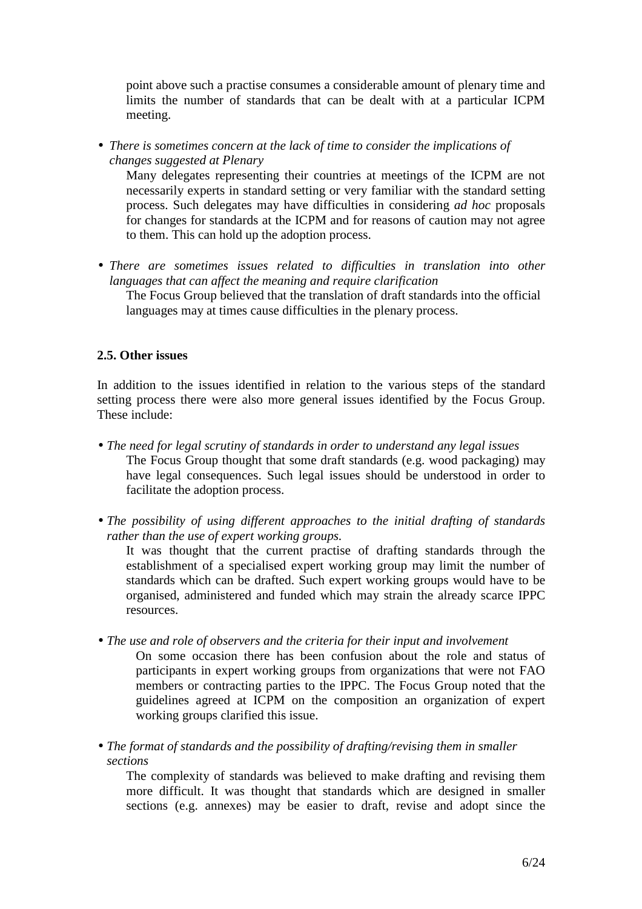point above such a practise consumes a considerable amount of plenary time and limits the number of standards that can be dealt with at a particular ICPM meeting.

- *There is sometimes concern at the lack of time to consider the implications of changes suggested at Plenary*

  Many delegates representing their countries at meetings of the ICPM are not necessarily experts in standard setting or very familiar with the standard setting process. Such delegates may have difficulties in considering *ad hoc* proposals for changes for standards at the ICPM and for reasons of caution may not agree to them. This can hold up the adoption process.

- *There are sometimes issues related to difficulties in translation into other languages that can affect the meaning and require clarification*

  The Focus Group believed that the translation of draft standards into the official languages may at times cause difficulties in the plenary process.

**2.5. Other issues**

In addition to the issues identified in relation to the various steps of the standard setting process there were also more general issues identified by the Focus Group. These include:

- *The need for legal scrutiny of standards in order to understand any legal issues*

  The Focus Group thought that some draft standards (e.g. wood packaging) may have legal consequences. Such legal issues should be understood in order to facilitate the adoption process.

- *The possibility of using different approaches to the initial drafting of standards rather than the use of expert working groups.*

  It was thought that the current practise of drafting standards through the establishment of a specialised expert working group may limit the number of standards which can be drafted. Such expert working groups would have to be organised, administered and funded which may strain the already scarce IPPC resources.

- *The use and role of observers and the criteria for their input and involvement*

  On some occasion there has been confusion about the role and status of participants in expert working groups from organizations that were not FAO members or contracting parties to the IPPC. The Focus Group noted that the guidelines agreed at ICPM on the composition an organization of expert working groups clarified this issue.

- *The format of standards and the possibility of drafting/revising them in smaller sections*

  The complexity of standards was believed to make drafting and revising them more difficult. It was thought that standards which are designed in smaller sections (e.g. annexes) may be easier to draft, revise and adopt since the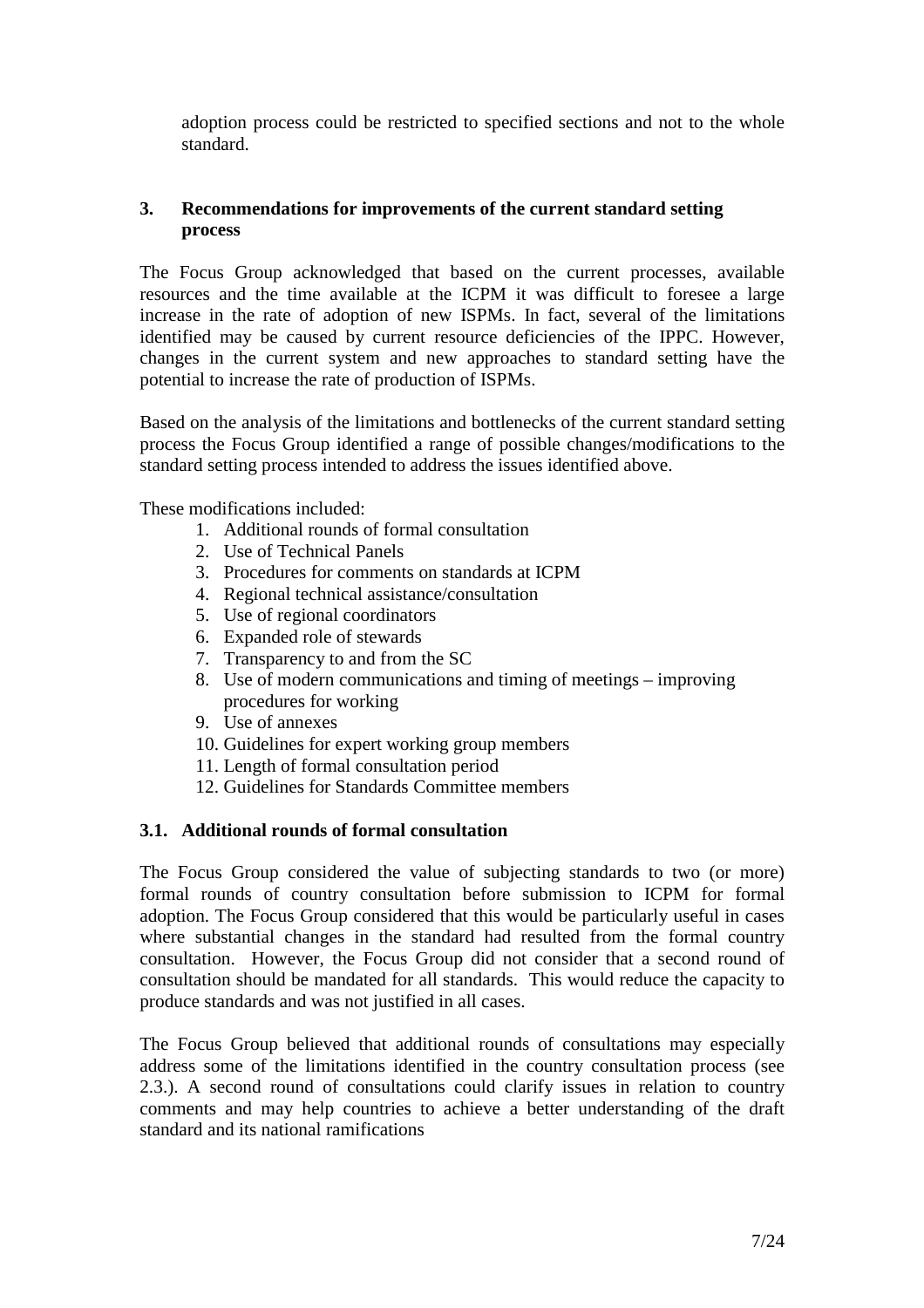adoption process could be restricted to specified sections and not to the whole standard.

## 3. Recommendations for improvements of the current standard setting process

The Focus Group acknowledged that based on the current processes, available resources and the time available at the ICPM it was difficult to foresee a large increase in the rate of adoption of new ISPMs. In fact, several of the limitations identified may be caused by current resource deficiencies of the IPPC. However, changes in the current system and new approaches to standard setting have the potential to increase the rate of production of ISPMs.

Based on the analysis of the limitations and bottlenecks of the current standard setting process the Focus Group identified a range of possible changes/modifications to the standard setting process intended to address the issues identified above.

These modifications included:

1. Additional rounds of formal consultation
2. Use of Technical Panels
3. Procedures for comments on standards at ICPM
4. Regional technical assistance/consultation
5. Use of regional coordinators
6. Expanded role of stewards
7. Transparency to and from the SC
8. Use of modern communications and timing of meetings – improving procedures for working
9. Use of annexes
10. Guidelines for expert working group members
11. Length of formal consultation period
12. Guidelines for Standards Committee members

### 3.1. Additional rounds of formal consultation

The Focus Group considered the value of subjecting standards to two (or more) formal rounds of country consultation before submission to ICPM for formal adoption. The Focus Group considered that this would be particularly useful in cases where substantial changes in the standard had resulted from the formal country consultation. However, the Focus Group did not consider that a second round of consultation should be mandated for all standards. This would reduce the capacity to produce standards and was not justified in all cases.

The Focus Group believed that additional rounds of consultations may especially address some of the limitations identified in the country consultation process (see 2.3.). A second round of consultations could clarify issues in relation to country comments and may help countries to achieve a better understanding of the draft standard and its national ramifications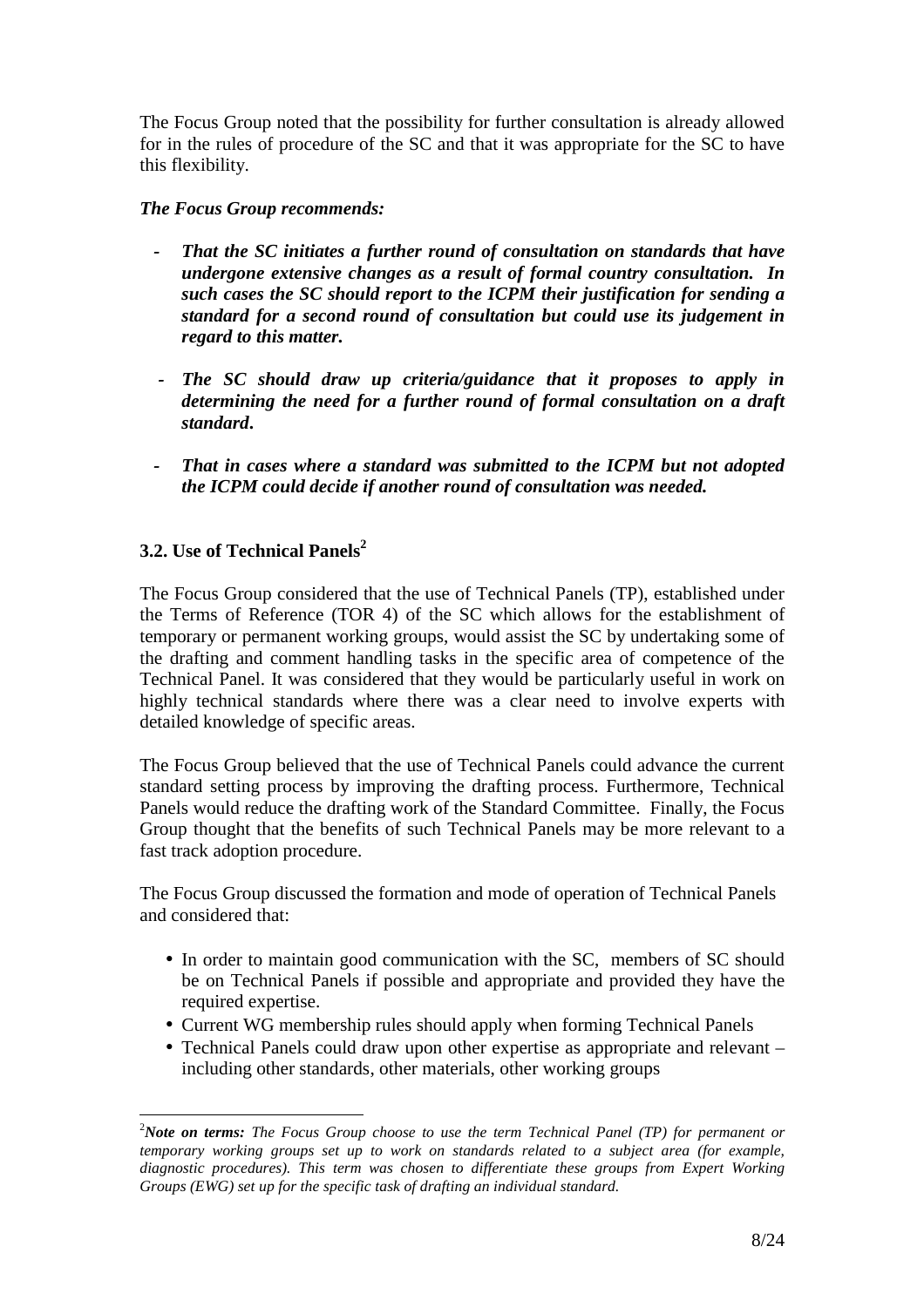The Focus Group noted that the possibility for further consultation is already allowed for in the rules of procedure of the SC and that it was appropriate for the SC to have this flexibility.

***The Focus Group recommends:***

- ***That the SC initiates a further round of consultation on standards that have undergone extensive changes as a result of formal country consultation. In such cases the SC should report to the ICPM their justification for sending a standard for a second round of consultation but could use its judgement in regard to this matter.***

- ***The SC should draw up criteria/guidance that it proposes to apply in determining the need for a further round of formal consultation on a draft standard.***

- ***That in cases where a standard was submitted to the ICPM but not adopted the ICPM could decide if another round of consultation was needed.***

### 3.2. Use of Technical Panels[2]

The Focus Group considered that the use of Technical Panels (TP), established under the Terms of Reference (TOR 4) of the SC which allows for the establishment of temporary or permanent working groups, would assist the SC by undertaking some of the drafting and comment handling tasks in the specific area of competence of the Technical Panel. It was considered that they would be particularly useful in work on highly technical standards where there was a clear need to involve experts with detailed knowledge of specific areas.

The Focus Group believed that the use of Technical Panels could advance the current standard setting process by improving the drafting process. Furthermore, Technical Panels would reduce the drafting work of the Standard Committee. Finally, the Focus Group thought that the benefits of such Technical Panels may be more relevant to a fast track adoption procedure.

The Focus Group discussed the formation and mode of operation of Technical Panels and considered that:

- In order to maintain good communication with the SC, members of SC should be on Technical Panels if possible and appropriate and provided they have the required expertise.
- Current WG membership rules should apply when forming Technical Panels
- Technical Panels could draw upon other expertise as appropriate and relevant – including other standards, other materials, other working groups

---

[2]***Note on terms:*** *The Focus Group choose to use the term Technical Panel (TP) for permanent or temporary working groups set up to work on standards related to a subject area (for example, diagnostic procedures). This term was chosen to differentiate these groups from Expert Working Groups (EWG) set up for the specific task of drafting an individual standard.*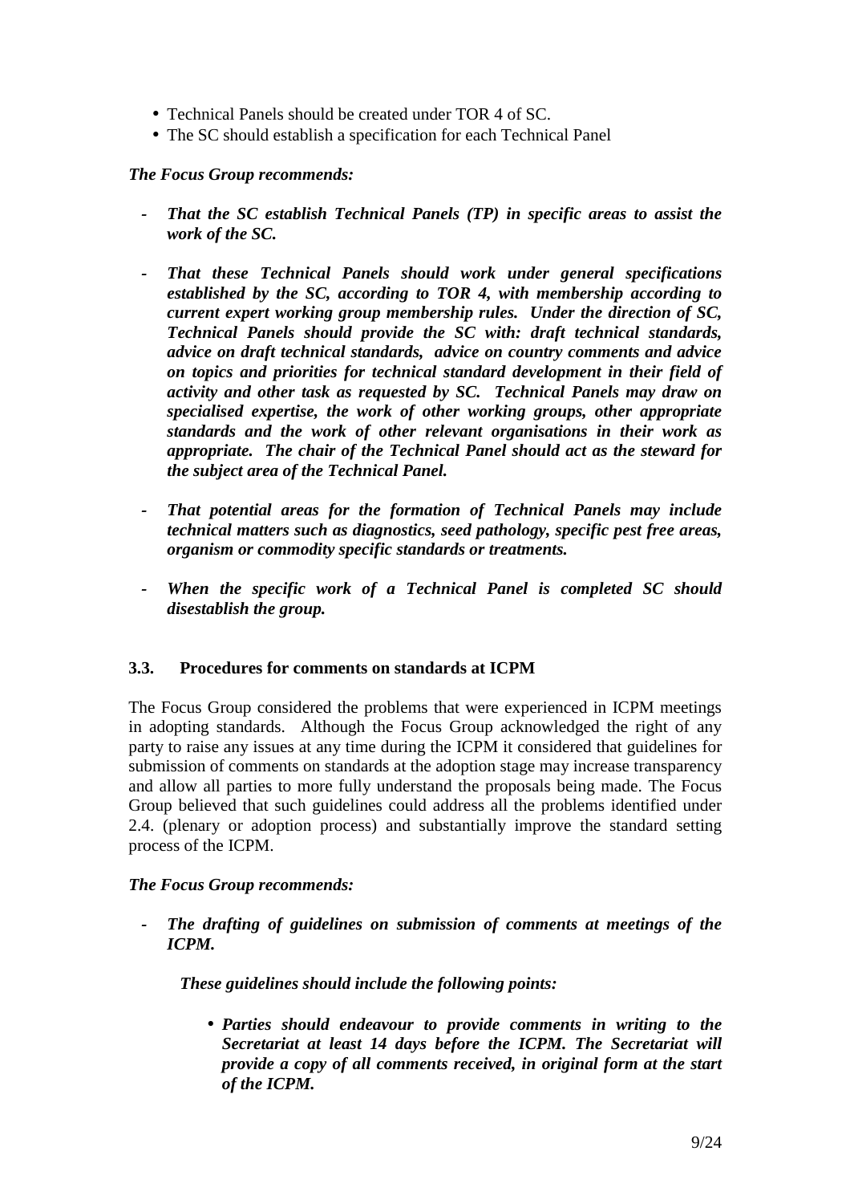- Technical Panels should be created under TOR 4 of SC.
- The SC should establish a specification for each Technical Panel

***The Focus Group recommends:***

- ***That the SC establish Technical Panels (TP) in specific areas to assist the work of the SC.***

- ***That these Technical Panels should work under general specifications established by the SC, according to TOR 4, with membership according to current expert working group membership rules. Under the direction of SC, Technical Panels should provide the SC with: draft technical standards, advice on draft technical standards, advice on country comments and advice on topics and priorities for technical standard development in their field of activity and other task as requested by SC. Technical Panels may draw on specialised expertise, the work of other working groups, other appropriate standards and the work of other relevant organisations in their work as appropriate. The chair of the Technical Panel should act as the steward for the subject area of the Technical Panel.***

- ***That potential areas for the formation of Technical Panels may include technical matters such as diagnostics, seed pathology, specific pest free areas, organism or commodity specific standards or treatments.***

- ***When the specific work of a Technical Panel is completed SC should disestablish the group.***

### 3.3. Procedures for comments on standards at ICPM

The Focus Group considered the problems that were experienced in ICPM meetings in adopting standards. Although the Focus Group acknowledged the right of any party to raise any issues at any time during the ICPM it considered that guidelines for submission of comments on standards at the adoption stage may increase transparency and allow all parties to more fully understand the proposals being made. The Focus Group believed that such guidelines could address all the problems identified under 2.4. (plenary or adoption process) and substantially improve the standard setting process of the ICPM.

***The Focus Group recommends:***

- ***The drafting of guidelines on submission of comments at meetings of the ICPM.***

  ***These guidelines should include the following points:***

  - ***Parties should endeavour to provide comments in writing to the Secretariat at least 14 days before the ICPM. The Secretariat will provide a copy of all comments received, in original form at the start of the ICPM.***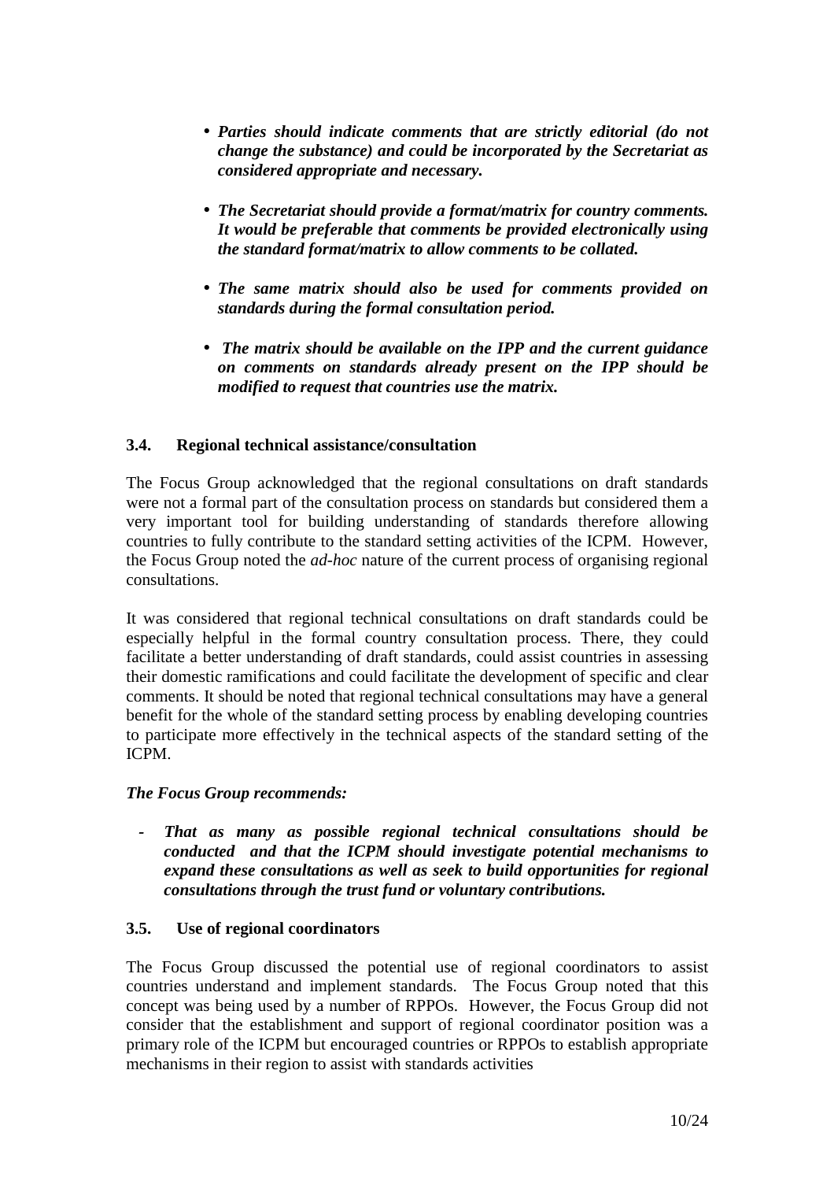- ***Parties should indicate comments that are strictly editorial (do not change the substance) and could be incorporated by the Secretariat as considered appropriate and necessary.***

- ***The Secretariat should provide a format/matrix for country comments. It would be preferable that comments be provided electronically using the standard format/matrix to allow comments to be collated.***

- ***The same matrix should also be used for comments provided on standards during the formal consultation period.***

- ***The matrix should be available on the IPP and the current guidance on comments on standards already present on the IPP should be modified to request that countries use the matrix.***

### 3.4. Regional technical assistance/consultation

The Focus Group acknowledged that the regional consultations on draft standards were not a formal part of the consultation process on standards but considered them a very important tool for building understanding of standards therefore allowing countries to fully contribute to the standard setting activities of the ICPM. However, the Focus Group noted the *ad-hoc* nature of the current process of organising regional consultations.

It was considered that regional technical consultations on draft standards could be especially helpful in the formal country consultation process. There, they could facilitate a better understanding of draft standards, could assist countries in assessing their domestic ramifications and could facilitate the development of specific and clear comments. It should be noted that regional technical consultations may have a general benefit for the whole of the standard setting process by enabling developing countries to participate more effectively in the technical aspects of the standard setting of the ICPM.

***The Focus Group recommends:***

- ***That as many as possible regional technical consultations should be conducted and that the ICPM should investigate potential mechanisms to expand these consultations as well as seek to build opportunities for regional consultations through the trust fund or voluntary contributions.***

### 3.5. Use of regional coordinators

The Focus Group discussed the potential use of regional coordinators to assist countries understand and implement standards. The Focus Group noted that this concept was being used by a number of RPPOs. However, the Focus Group did not consider that the establishment and support of regional coordinator position was a primary role of the ICPM but encouraged countries or RPPOs to establish appropriate mechanisms in their region to assist with standards activities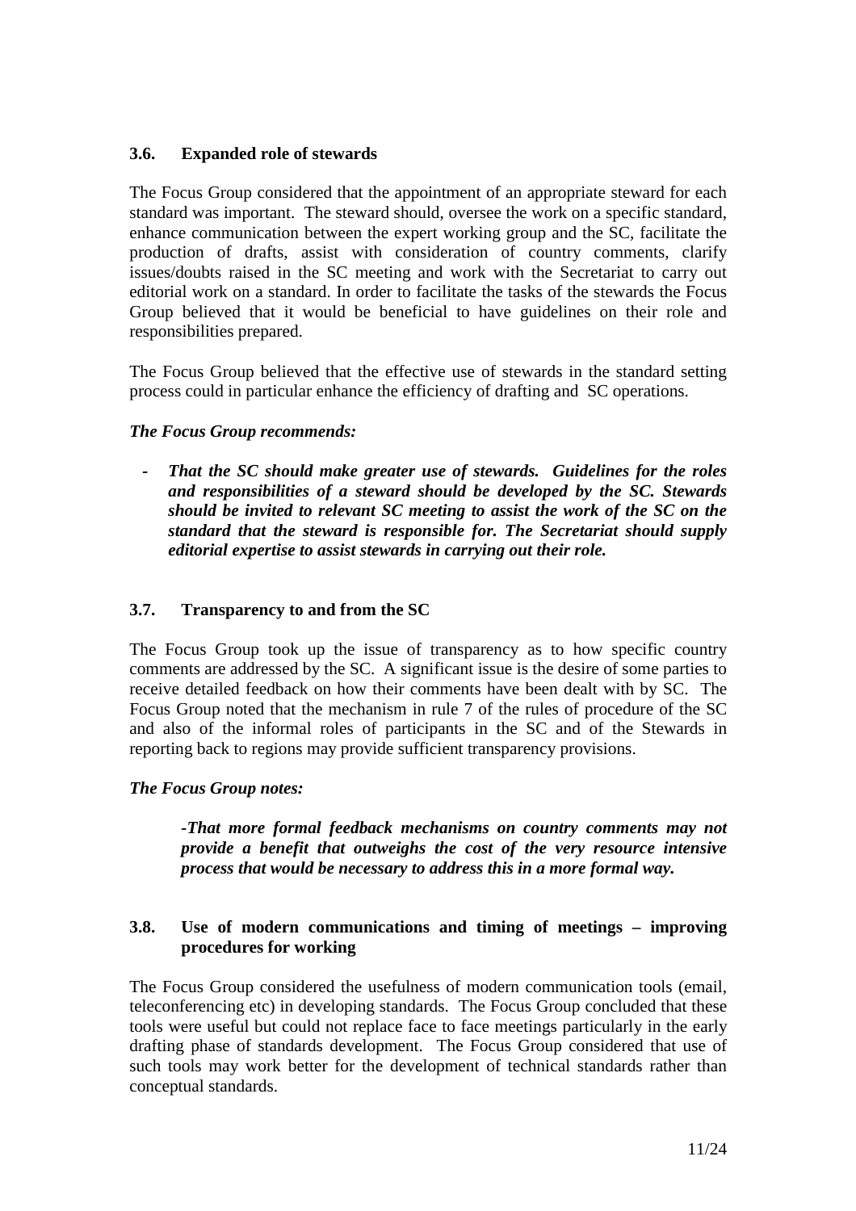### 3.6. Expanded role of stewards

The Focus Group considered that the appointment of an appropriate steward for each standard was important. The steward should, oversee the work on a specific standard, enhance communication between the expert working group and the SC, facilitate the production of drafts, assist with consideration of country comments, clarify issues/doubts raised in the SC meeting and work with the Secretariat to carry out editorial work on a standard. In order to facilitate the tasks of the stewards the Focus Group believed that it would be beneficial to have guidelines on their role and responsibilities prepared.

The Focus Group believed that the effective use of stewards in the standard setting process could in particular enhance the efficiency of drafting and SC operations.

***The Focus Group recommends:***

- ***That the SC should make greater use of stewards. Guidelines for the roles and responsibilities of a steward should be developed by the SC. Stewards should be invited to relevant SC meeting to assist the work of the SC on the standard that the steward is responsible for. The Secretariat should supply editorial expertise to assist stewards in carrying out their role.***

### 3.7. Transparency to and from the SC

The Focus Group took up the issue of transparency as to how specific country comments are addressed by the SC. A significant issue is the desire of some parties to receive detailed feedback on how their comments have been dealt with by SC. The Focus Group noted that the mechanism in rule 7 of the rules of procedure of the SC and also of the informal roles of participants in the SC and of the Stewards in reporting back to regions may provide sufficient transparency provisions.

***The Focus Group notes:***

***-That more formal feedback mechanisms on country comments may not provide a benefit that outweighs the cost of the very resource intensive process that would be necessary to address this in a more formal way.***

### 3.8. Use of modern communications and timing of meetings – improving procedures for working

The Focus Group considered the usefulness of modern communication tools (email, teleconferencing etc) in developing standards. The Focus Group concluded that these tools were useful but could not replace face to face meetings particularly in the early drafting phase of standards development. The Focus Group considered that use of such tools may work better for the development of technical standards rather than conceptual standards.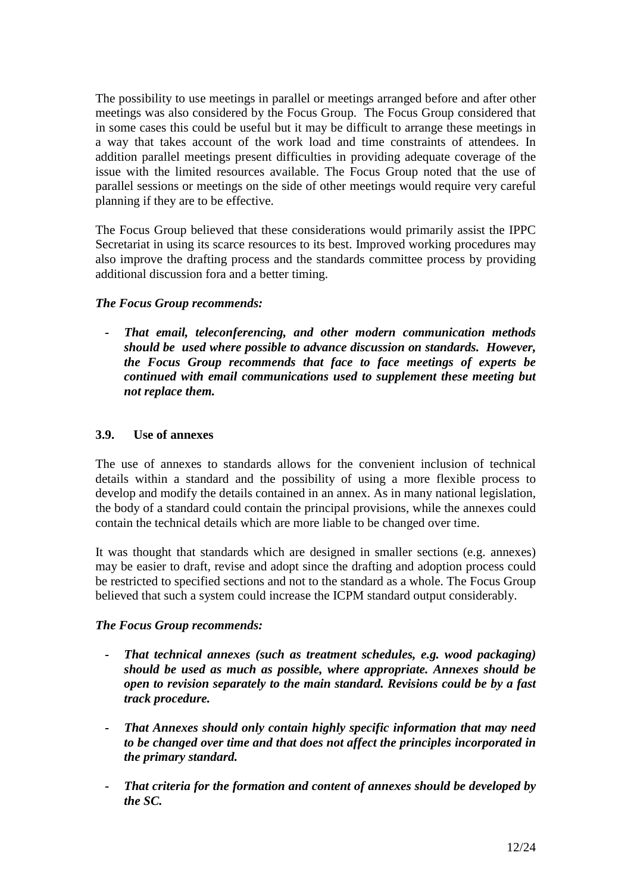The possibility to use meetings in parallel or meetings arranged before and after other meetings was also considered by the Focus Group. The Focus Group considered that in some cases this could be useful but it may be difficult to arrange these meetings in a way that takes account of the work load and time constraints of attendees. In addition parallel meetings present difficulties in providing adequate coverage of the issue with the limited resources available. The Focus Group noted that the use of parallel sessions or meetings on the side of other meetings would require very careful planning if they are to be effective.

The Focus Group believed that these considerations would primarily assist the IPPC Secretariat in using its scarce resources to its best. Improved working procedures may also improve the drafting process and the standards committee process by providing additional discussion fora and a better timing.

***The Focus Group recommends:***

- ***That email, teleconferencing, and other modern communication methods should be used where possible to advance discussion on standards. However, the Focus Group recommends that face to face meetings of experts be continued with email communications used to supplement these meeting but not replace them.***

### 3.9. Use of annexes

The use of annexes to standards allows for the convenient inclusion of technical details within a standard and the possibility of using a more flexible process to develop and modify the details contained in an annex. As in many national legislation, the body of a standard could contain the principal provisions, while the annexes could contain the technical details which are more liable to be changed over time.

It was thought that standards which are designed in smaller sections (e.g. annexes) may be easier to draft, revise and adopt since the drafting and adoption process could be restricted to specified sections and not to the standard as a whole. The Focus Group believed that such a system could increase the ICPM standard output considerably.

***The Focus Group recommends:***

- ***That technical annexes (such as treatment schedules, e.g. wood packaging) should be used as much as possible, where appropriate. Annexes should be open to revision separately to the main standard. Revisions could be by a fast track procedure.***

- ***That Annexes should only contain highly specific information that may need to be changed over time and that does not affect the principles incorporated in the primary standard.***

- ***That criteria for the formation and content of annexes should be developed by the SC.***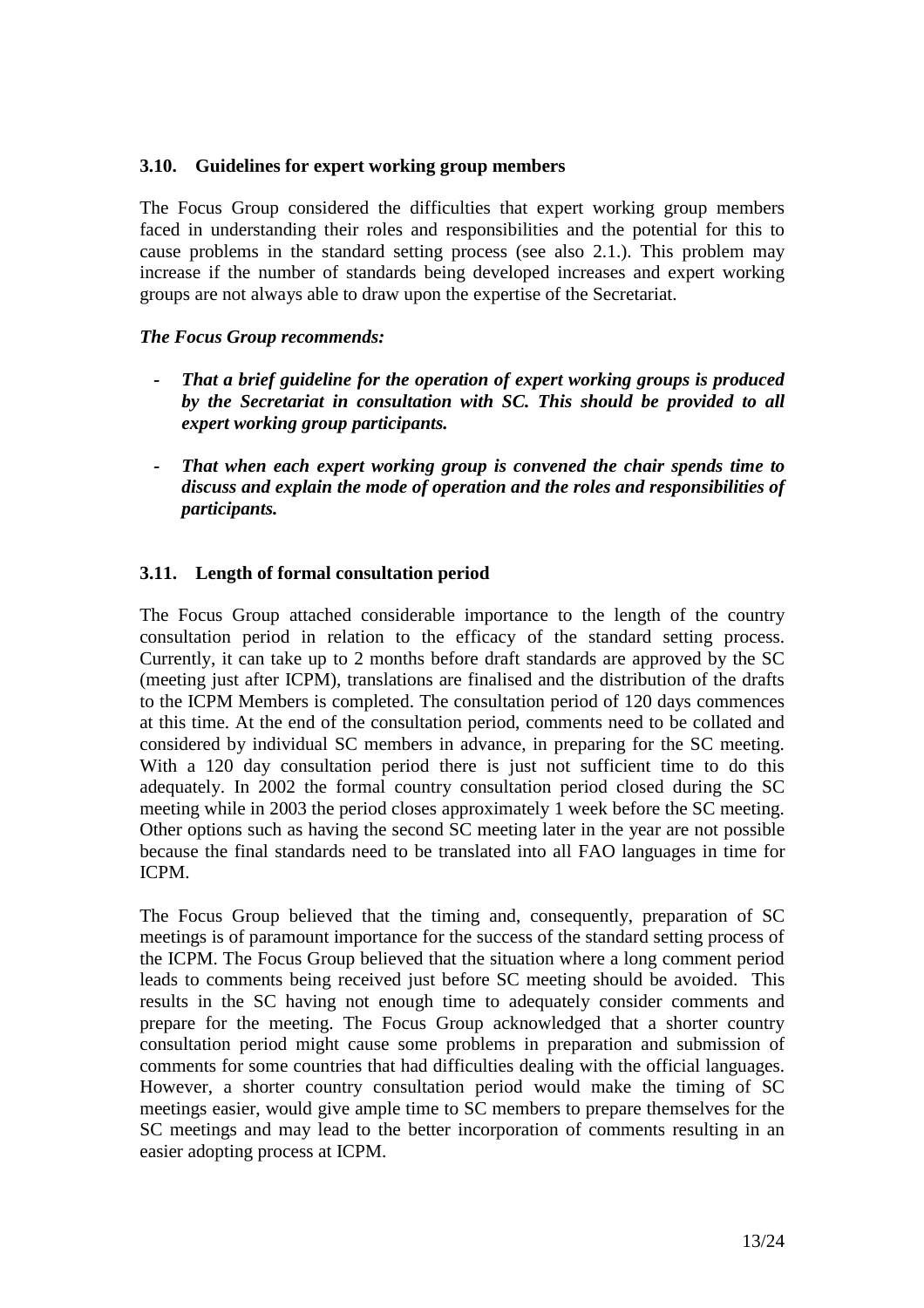### 3.10. Guidelines for expert working group members

The Focus Group considered the difficulties that expert working group members faced in understanding their roles and responsibilities and the potential for this to cause problems in the standard setting process (see also 2.1.). This problem may increase if the number of standards being developed increases and expert working groups are not always able to draw upon the expertise of the Secretariat.

***The Focus Group recommends:***

- ***That a brief guideline for the operation of expert working groups is produced by the Secretariat in consultation with SC. This should be provided to all expert working group participants.***

- ***That when each expert working group is convened the chair spends time to discuss and explain the mode of operation and the roles and responsibilities of participants.***

### 3.11. Length of formal consultation period

The Focus Group attached considerable importance to the length of the country consultation period in relation to the efficacy of the standard setting process. Currently, it can take up to 2 months before draft standards are approved by the SC (meeting just after ICPM), translations are finalised and the distribution of the drafts to the ICPM Members is completed. The consultation period of 120 days commences at this time. At the end of the consultation period, comments need to be collated and considered by individual SC members in advance, in preparing for the SC meeting. With a 120 day consultation period there is just not sufficient time to do this adequately. In 2002 the formal country consultation period closed during the SC meeting while in 2003 the period closes approximately 1 week before the SC meeting. Other options such as having the second SC meeting later in the year are not possible because the final standards need to be translated into all FAO languages in time for ICPM.

The Focus Group believed that the timing and, consequently, preparation of SC meetings is of paramount importance for the success of the standard setting process of the ICPM. The Focus Group believed that the situation where a long comment period leads to comments being received just before SC meeting should be avoided. This results in the SC having not enough time to adequately consider comments and prepare for the meeting. The Focus Group acknowledged that a shorter country consultation period might cause some problems in preparation and submission of comments for some countries that had difficulties dealing with the official languages. However, a shorter country consultation period would make the timing of SC meetings easier, would give ample time to SC members to prepare themselves for the SC meetings and may lead to the better incorporation of comments resulting in an easier adopting process at ICPM.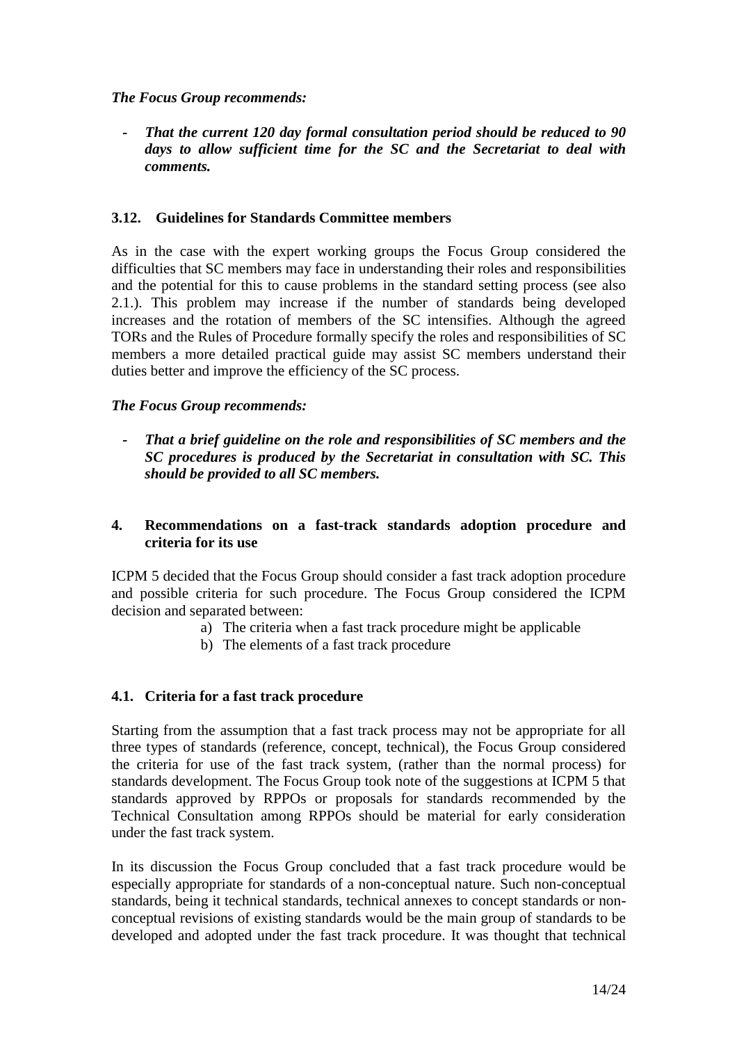***The Focus Group recommends:***

- ***That the current 120 day formal consultation period should be reduced to 90 days to allow sufficient time for the SC and the Secretariat to deal with comments.***

### 3.12. Guidelines for Standards Committee members

As in the case with the expert working groups the Focus Group considered the difficulties that SC members may face in understanding their roles and responsibilities and the potential for this to cause problems in the standard setting process (see also 2.1.). This problem may increase if the number of standards being developed increases and the rotation of members of the SC intensifies. Although the agreed TORs and the Rules of Procedure formally specify the roles and responsibilities of SC members a more detailed practical guide may assist SC members understand their duties better and improve the efficiency of the SC process.

***The Focus Group recommends:***

- ***That a brief guideline on the role and responsibilities of SC members and the SC procedures is produced by the Secretariat in consultation with SC. This should be provided to all SC members.***

## 4. Recommendations on a fast-track standards adoption procedure and criteria for its use

ICPM 5 decided that the Focus Group should consider a fast track adoption procedure and possible criteria for such procedure. The Focus Group considered the ICPM decision and separated between:

a) The criteria when a fast track procedure might be applicable
b) The elements of a fast track procedure

### 4.1. Criteria for a fast track procedure

Starting from the assumption that a fast track process may not be appropriate for all three types of standards (reference, concept, technical), the Focus Group considered the criteria for use of the fast track system, (rather than the normal process) for standards development. The Focus Group took note of the suggestions at ICPM 5 that standards approved by RPPOs or proposals for standards recommended by the Technical Consultation among RPPOs should be material for early consideration under the fast track system.

In its discussion the Focus Group concluded that a fast track procedure would be especially appropriate for standards of a non-conceptual nature. Such non-conceptual standards, being it technical standards, technical annexes to concept standards or non-conceptual revisions of existing standards would be the main group of standards to be developed and adopted under the fast track procedure. It was thought that technical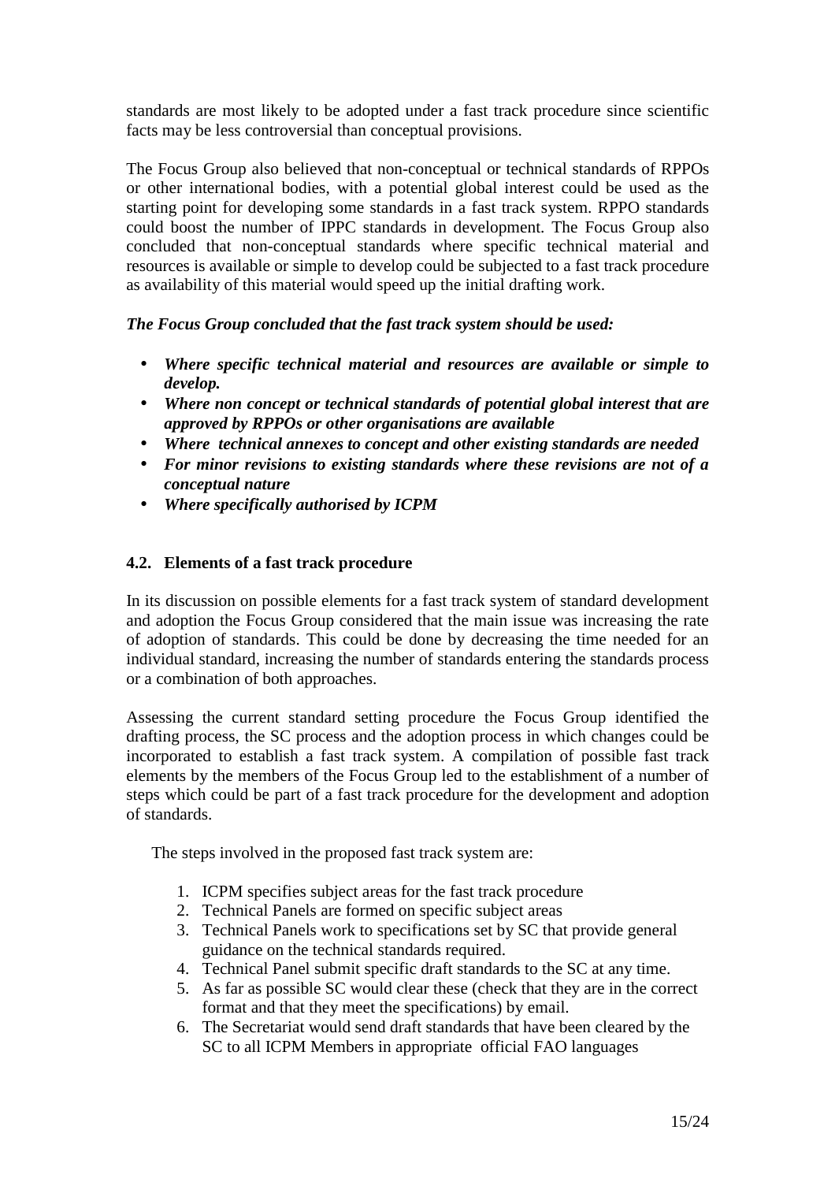standards are most likely to be adopted under a fast track procedure since scientific facts may be less controversial than conceptual provisions.

The Focus Group also believed that non-conceptual or technical standards of RPPOs or other international bodies, with a potential global interest could be used as the starting point for developing some standards in a fast track system. RPPO standards could boost the number of IPPC standards in development. The Focus Group also concluded that non-conceptual standards where specific technical material and resources is available or simple to develop could be subjected to a fast track procedure as availability of this material would speed up the initial drafting work.

***The Focus Group concluded that the fast track system should be used:***

- ***Where specific technical material and resources are available or simple to develop.***
- ***Where non concept or technical standards of potential global interest that are approved by RPPOs or other organisations are available***
- ***Where technical annexes to concept and other existing standards are needed***
- ***For minor revisions to existing standards where these revisions are not of a conceptual nature***
- ***Where specifically authorised by ICPM***

### 4.2. Elements of a fast track procedure

In its discussion on possible elements for a fast track system of standard development and adoption the Focus Group considered that the main issue was increasing the rate of adoption of standards. This could be done by decreasing the time needed for an individual standard, increasing the number of standards entering the standards process or a combination of both approaches.

Assessing the current standard setting procedure the Focus Group identified the drafting process, the SC process and the adoption process in which changes could be incorporated to establish a fast track system. A compilation of possible fast track elements by the members of the Focus Group led to the establishment of a number of steps which could be part of a fast track procedure for the development and adoption of standards.

The steps involved in the proposed fast track system are:

1. ICPM specifies subject areas for the fast track procedure
2. Technical Panels are formed on specific subject areas
3. Technical Panels work to specifications set by SC that provide general guidance on the technical standards required.
4. Technical Panel submit specific draft standards to the SC at any time.
5. As far as possible SC would clear these (check that they are in the correct format and that they meet the specifications) by email.
6. The Secretariat would send draft standards that have been cleared by the SC to all ICPM Members in appropriate official FAO languages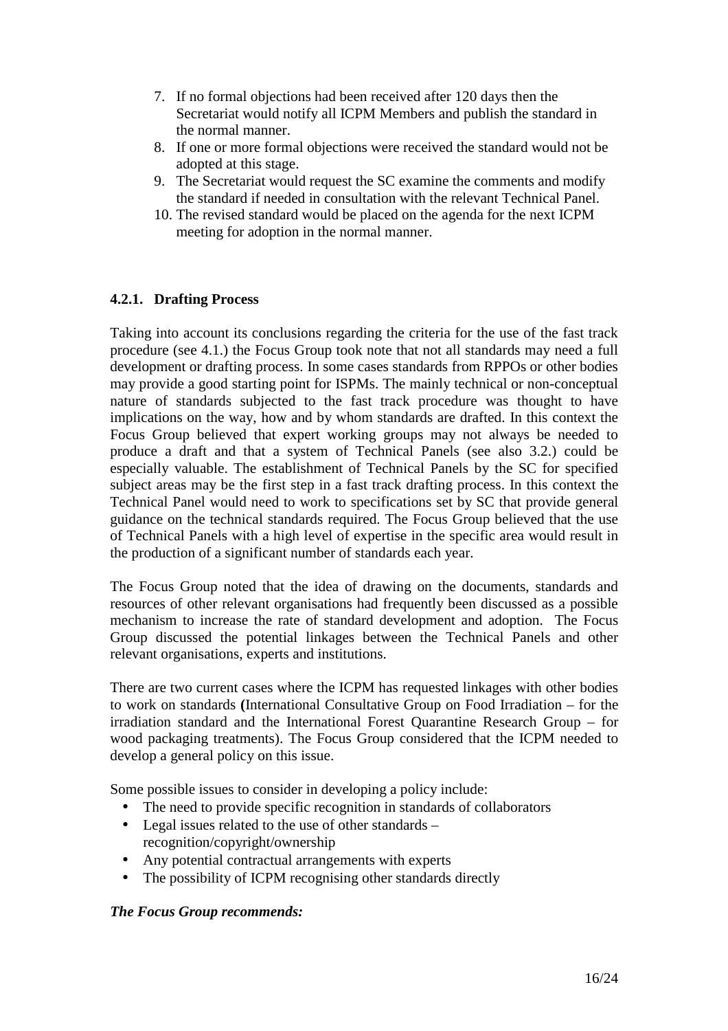7. If no formal objections had been received after 120 days then the Secretariat would notify all ICPM Members and publish the standard in the normal manner.
8. If one or more formal objections were received the standard would not be adopted at this stage.
9. The Secretariat would request the SC examine the comments and modify the standard if needed in consultation with the relevant Technical Panel.
10. The revised standard would be placed on the agenda for the next ICPM meeting for adoption in the normal manner.

### 4.2.1. Drafting Process

Taking into account its conclusions regarding the criteria for the use of the fast track procedure (see 4.1.) the Focus Group took note that not all standards may need a full development or drafting process. In some cases standards from RPPOs or other bodies may provide a good starting point for ISPMs. The mainly technical or non-conceptual nature of standards subjected to the fast track procedure was thought to have implications on the way, how and by whom standards are drafted. In this context the Focus Group believed that expert working groups may not always be needed to produce a draft and that a system of Technical Panels (see also 3.2.) could be especially valuable. The establishment of Technical Panels by the SC for specified subject areas may be the first step in a fast track drafting process. In this context the Technical Panel would need to work to specifications set by SC that provide general guidance on the technical standards required. The Focus Group believed that the use of Technical Panels with a high level of expertise in the specific area would result in the production of a significant number of standards each year.

The Focus Group noted that the idea of drawing on the documents, standards and resources of other relevant organisations had frequently been discussed as a possible mechanism to increase the rate of standard development and adoption. The Focus Group discussed the potential linkages between the Technical Panels and other relevant organisations, experts and institutions.

There are two current cases where the ICPM has requested linkages with other bodies to work on standards **(**International Consultative Group on Food Irradiation – for the irradiation standard and the International Forest Quarantine Research Group – for wood packaging treatments). The Focus Group considered that the ICPM needed to develop a general policy on this issue.

Some possible issues to consider in developing a policy include:

- The need to provide specific recognition in standards of collaborators
- Legal issues related to the use of other standards – recognition/copyright/ownership
- Any potential contractual arrangements with experts
- The possibility of ICPM recognising other standards directly

***The Focus Group recommends:***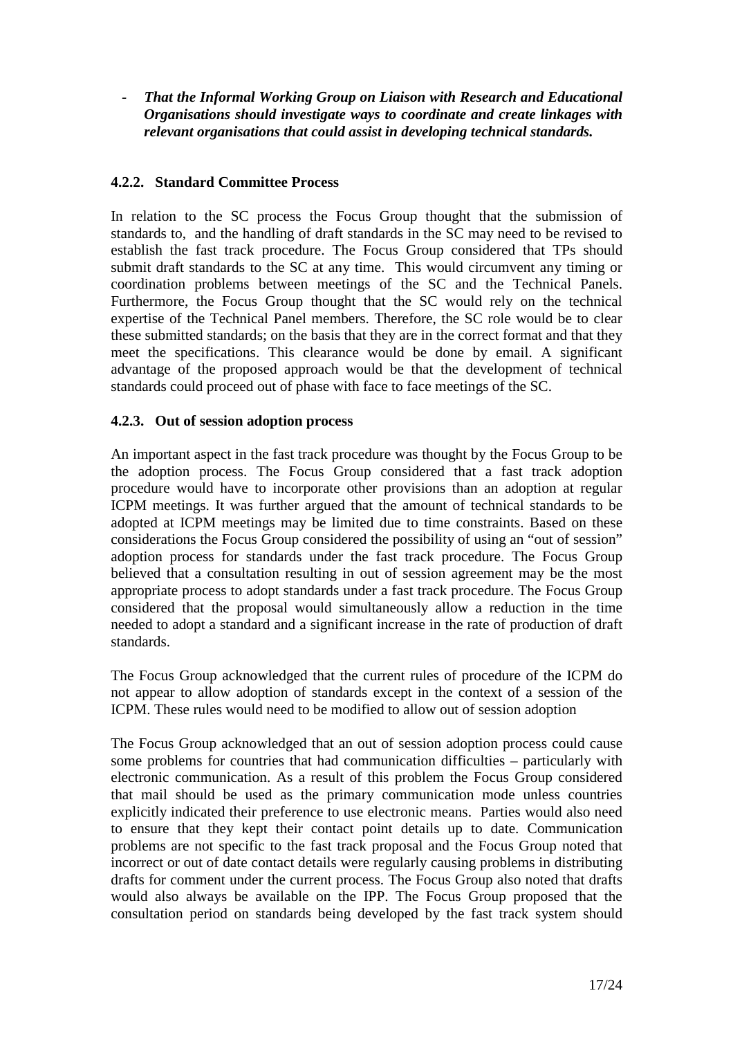- ***That the Informal Working Group on Liaison with Research and Educational Organisations should investigate ways to coordinate and create linkages with relevant organisations that could assist in developing technical standards.***

#### 4.2.2. Standard Committee Process

In relation to the SC process the Focus Group thought that the submission of standards to, and the handling of draft standards in the SC may need to be revised to establish the fast track procedure. The Focus Group considered that TPs should submit draft standards to the SC at any time. This would circumvent any timing or coordination problems between meetings of the SC and the Technical Panels. Furthermore, the Focus Group thought that the SC would rely on the technical expertise of the Technical Panel members. Therefore, the SC role would be to clear these submitted standards; on the basis that they are in the correct format and that they meet the specifications. This clearance would be done by email. A significant advantage of the proposed approach would be that the development of technical standards could proceed out of phase with face to face meetings of the SC.

#### 4.2.3. Out of session adoption process

An important aspect in the fast track procedure was thought by the Focus Group to be the adoption process. The Focus Group considered that a fast track adoption procedure would have to incorporate other provisions than an adoption at regular ICPM meetings. It was further argued that the amount of technical standards to be adopted at ICPM meetings may be limited due to time constraints. Based on these considerations the Focus Group considered the possibility of using an "out of session" adoption process for standards under the fast track procedure. The Focus Group believed that a consultation resulting in out of session agreement may be the most appropriate process to adopt standards under a fast track procedure. The Focus Group considered that the proposal would simultaneously allow a reduction in the time needed to adopt a standard and a significant increase in the rate of production of draft standards.

The Focus Group acknowledged that the current rules of procedure of the ICPM do not appear to allow adoption of standards except in the context of a session of the ICPM. These rules would need to be modified to allow out of session adoption

The Focus Group acknowledged that an out of session adoption process could cause some problems for countries that had communication difficulties – particularly with electronic communication. As a result of this problem the Focus Group considered that mail should be used as the primary communication mode unless countries explicitly indicated their preference to use electronic means. Parties would also need to ensure that they kept their contact point details up to date. Communication problems are not specific to the fast track proposal and the Focus Group noted that incorrect or out of date contact details were regularly causing problems in distributing drafts for comment under the current process. The Focus Group also noted that drafts would also always be available on the IPP. The Focus Group proposed that the consultation period on standards being developed by the fast track system should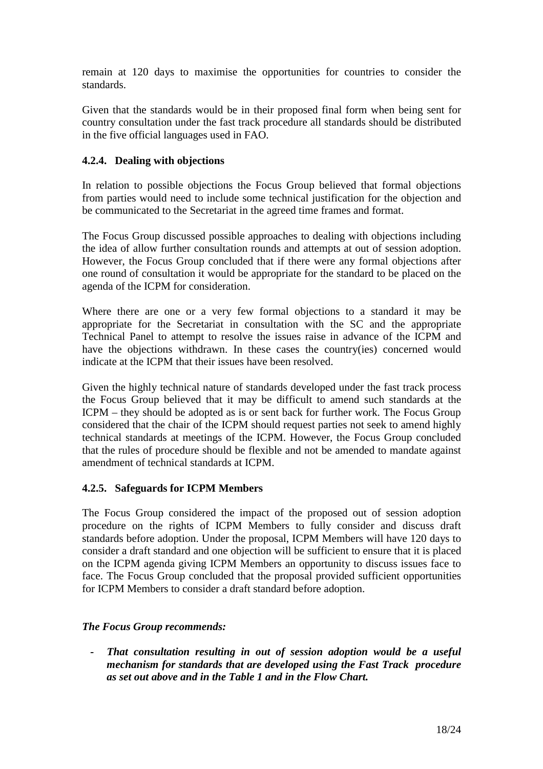remain at 120 days to maximise the opportunities for countries to consider the standards.

Given that the standards would be in their proposed final form when being sent for country consultation under the fast track procedure all standards should be distributed in the five official languages used in FAO.

### 4.2.4. Dealing with objections

In relation to possible objections the Focus Group believed that formal objections from parties would need to include some technical justification for the objection and be communicated to the Secretariat in the agreed time frames and format.

The Focus Group discussed possible approaches to dealing with objections including the idea of allow further consultation rounds and attempts at out of session adoption. However, the Focus Group concluded that if there were any formal objections after one round of consultation it would be appropriate for the standard to be placed on the agenda of the ICPM for consideration.

Where there are one or a very few formal objections to a standard it may be appropriate for the Secretariat in consultation with the SC and the appropriate Technical Panel to attempt to resolve the issues raise in advance of the ICPM and have the objections withdrawn. In these cases the country(ies) concerned would indicate at the ICPM that their issues have been resolved.

Given the highly technical nature of standards developed under the fast track process the Focus Group believed that it may be difficult to amend such standards at the ICPM – they should be adopted as is or sent back for further work. The Focus Group considered that the chair of the ICPM should request parties not seek to amend highly technical standards at meetings of the ICPM. However, the Focus Group concluded that the rules of procedure should be flexible and not be amended to mandate against amendment of technical standards at ICPM.

### 4.2.5. Safeguards for ICPM Members

The Focus Group considered the impact of the proposed out of session adoption procedure on the rights of ICPM Members to fully consider and discuss draft standards before adoption. Under the proposal, ICPM Members will have 120 days to consider a draft standard and one objection will be sufficient to ensure that it is placed on the ICPM agenda giving ICPM Members an opportunity to discuss issues face to face. The Focus Group concluded that the proposal provided sufficient opportunities for ICPM Members to consider a draft standard before adoption.

***The Focus Group recommends:***

- ***That consultation resulting in out of session adoption would be a useful mechanism for standards that are developed using the Fast Track procedure as set out above and in the Table 1 and in the Flow Chart.***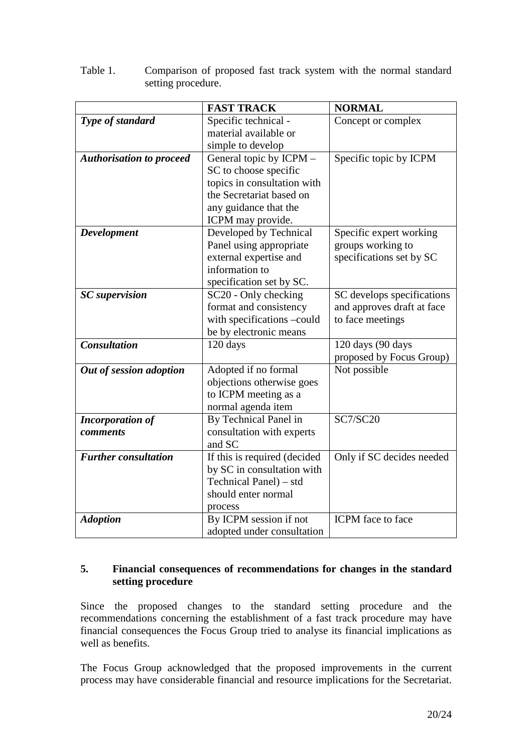Table 1. Comparison of proposed fast track system with the normal standard setting procedure.

| | FAST TRACK | NORMAL |
|---|---|---|
| ***Type of standard*** | Specific technical - material available or simple to develop | Concept or complex |
| ***Authorisation to proceed*** | General topic by ICPM – SC to choose specific topics in consultation with the Secretariat based on any guidance that the ICPM may provide. | Specific topic by ICPM |
| ***Development*** | Developed by Technical Panel using appropriate external expertise and information to specification set by SC. | Specific expert working groups working to specifications set by SC |
| ***SC supervision*** | SC20 - Only checking format and consistency with specifications –could be by electronic means | SC develops specifications and approves draft at face to face meetings |
| ***Consultation*** | 120 days | 120 days (90 days proposed by Focus Group) |
| ***Out of session adoption*** | Adopted if no formal objections otherwise goes to ICPM meeting as a normal agenda item | Not possible |
| ***Incorporation of comments*** | By Technical Panel in consultation with experts and SC | SC7/SC20 |
| ***Further consultation*** | If this is required (decided by SC in consultation with Technical Panel) – std should enter normal process | Only if SC decides needed |
| ***Adoption*** | By ICPM session if not adopted under consultation | ICPM face to face |

## 5. Financial consequences of recommendations for changes in the standard setting procedure

Since the proposed changes to the standard setting procedure and the recommendations concerning the establishment of a fast track procedure may have financial consequences the Focus Group tried to analyse its financial implications as well as benefits.

The Focus Group acknowledged that the proposed improvements in the current process may have considerable financial and resource implications for the Secretariat.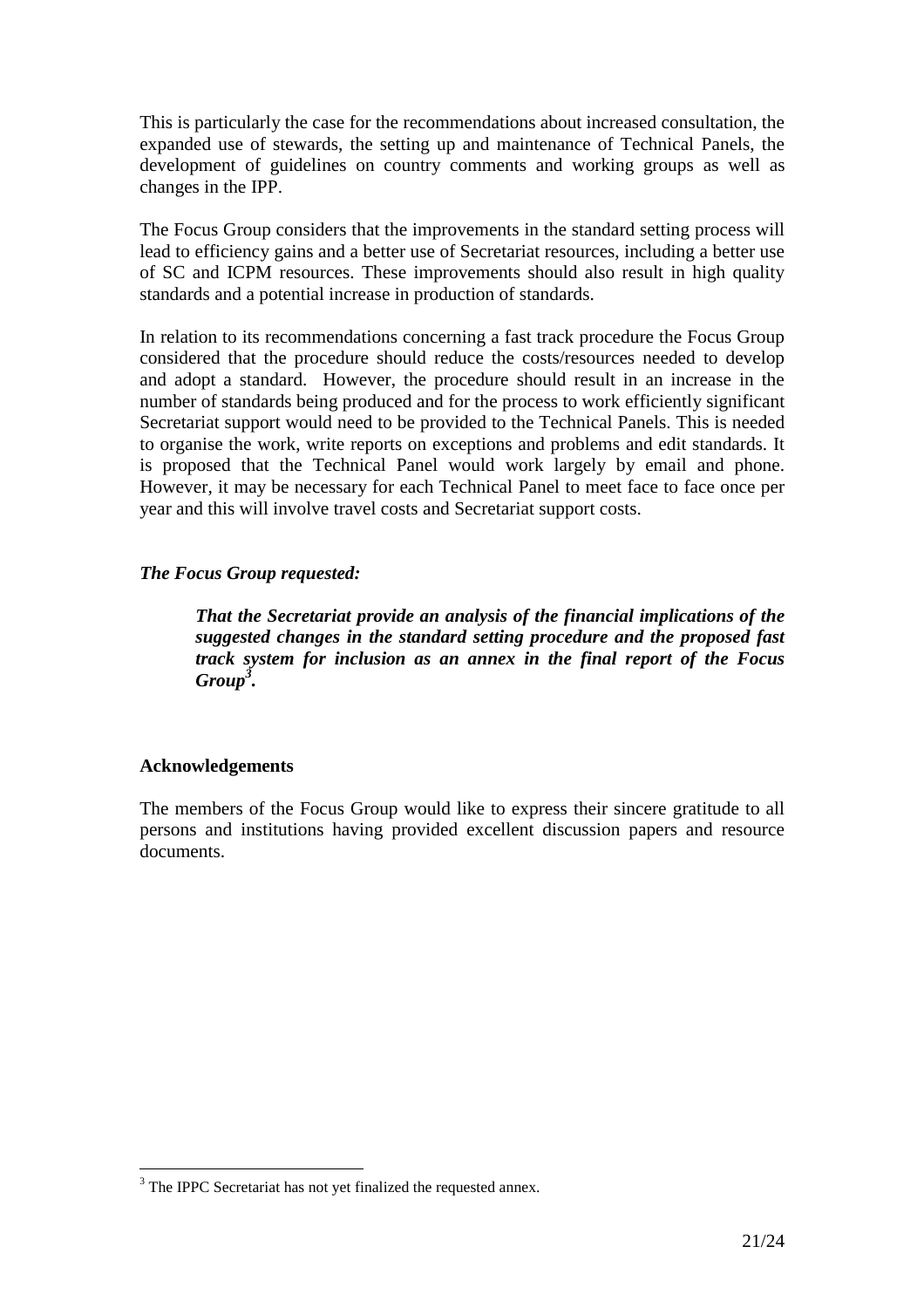This is particularly the case for the recommendations about increased consultation, the expanded use of stewards, the setting up and maintenance of Technical Panels, the development of guidelines on country comments and working groups as well as changes in the IPP.

The Focus Group considers that the improvements in the standard setting process will lead to efficiency gains and a better use of Secretariat resources, including a better use of SC and ICPM resources. These improvements should also result in high quality standards and a potential increase in production of standards.

In relation to its recommendations concerning a fast track procedure the Focus Group considered that the procedure should reduce the costs/resources needed to develop and adopt a standard. However, the procedure should result in an increase in the number of standards being produced and for the process to work efficiently significant Secretariat support would need to be provided to the Technical Panels. This is needed to organise the work, write reports on exceptions and problems and edit standards. It is proposed that the Technical Panel would work largely by email and phone. However, it may be necessary for each Technical Panel to meet face to face once per year and this will involve travel costs and Secretariat support costs.

***The Focus Group requested:***

> ***That the Secretariat provide an analysis of the financial implications of the suggested changes in the standard setting procedure and the proposed fast track system for inclusion as an annex in the final report of the Focus Group[3].***

### Acknowledgements

The members of the Focus Group would like to express their sincere gratitude to all persons and institutions having provided excellent discussion papers and resource documents.

[3] The IPPC Secretariat has not yet finalized the requested annex.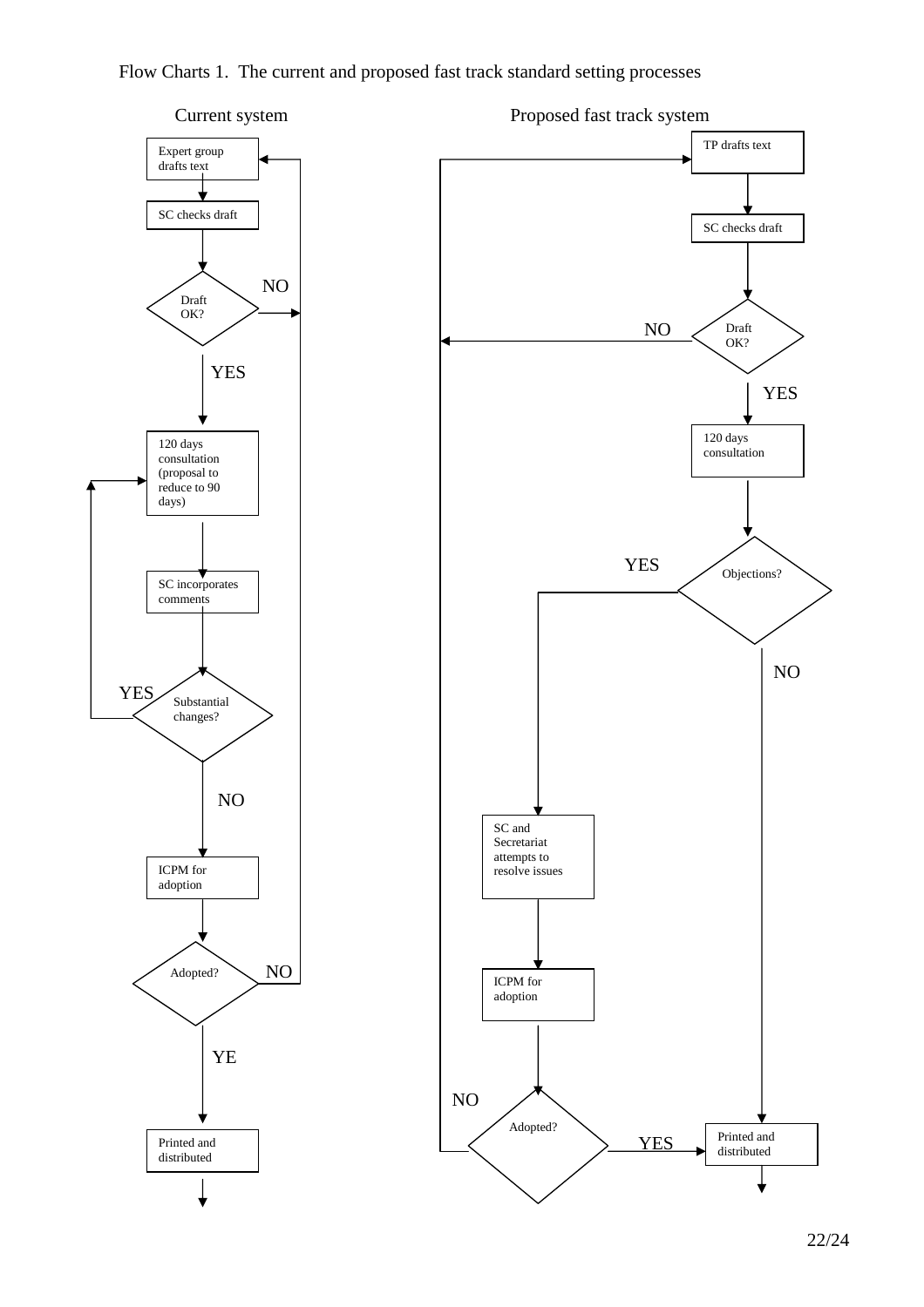Flow Charts 1. The current and proposed fast track standard setting processes

Current system

Expert group drafts text

SC checks draft

Draft OK?

NO

YES

120 days consultation (proposal to reduce to 90 days)

SC incorporates comments

Substantial changes?

YES

NO

ICPM for adoption

Adopted?

NO

YE

Printed and distributed

Proposed fast track system

TP drafts text

SC checks draft

Draft OK?

NO

YES

120 days consultation

Objections?

YES

NO

SC and Secretariat attempts to resolve issues

ICPM for adoption

Adopted?

NO

YES

Printed and distributed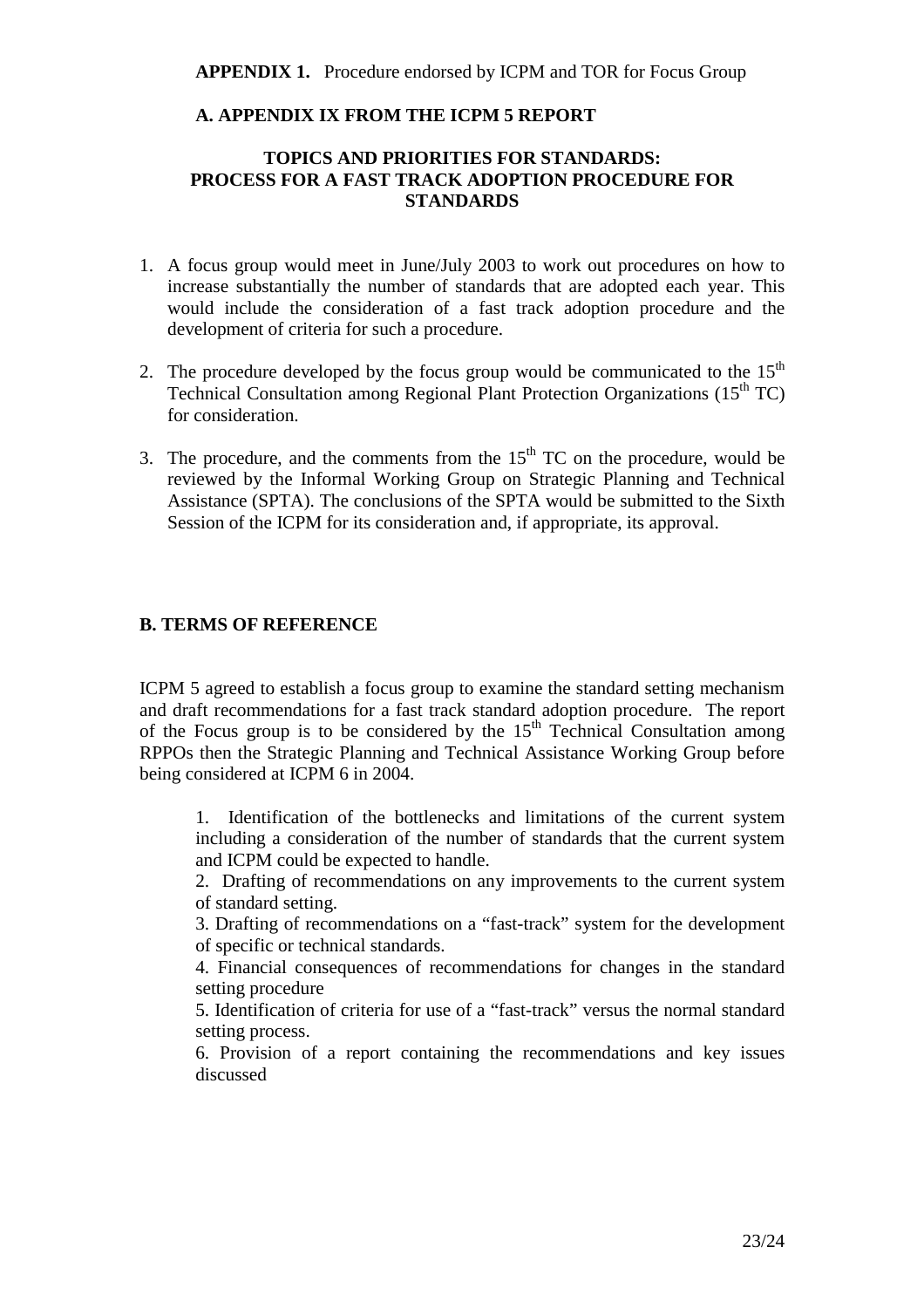**APPENDIX 1.** Procedure endorsed by ICPM and TOR for Focus Group

## A. APPENDIX IX FROM THE ICPM 5 REPORT

### TOPICS AND PRIORITIES FOR STANDARDS: PROCESS FOR A FAST TRACK ADOPTION PROCEDURE FOR STANDARDS

1. A focus group would meet in June/July 2003 to work out procedures on how to increase substantially the number of standards that are adopted each year. This would include the consideration of a fast track adoption procedure and the development of criteria for such a procedure.
2. The procedure developed by the focus group would be communicated to the 15th Technical Consultation among Regional Plant Protection Organizations (15th TC) for consideration.
3. The procedure, and the comments from the 15th TC on the procedure, would be reviewed by the Informal Working Group on Strategic Planning and Technical Assistance (SPTA). The conclusions of the SPTA would be submitted to the Sixth Session of the ICPM for its consideration and, if appropriate, its approval.

## B. TERMS OF REFERENCE

ICPM 5 agreed to establish a focus group to examine the standard setting mechanism and draft recommendations for a fast track standard adoption procedure. The report of the Focus group is to be considered by the 15th Technical Consultation among RPPOs then the Strategic Planning and Technical Assistance Working Group before being considered at ICPM 6 in 2004.

1. Identification of the bottlenecks and limitations of the current system including a consideration of the number of standards that the current system and ICPM could be expected to handle.
2. Drafting of recommendations on any improvements to the current system of standard setting.
3. Drafting of recommendations on a "fast-track" system for the development of specific or technical standards.
4. Financial consequences of recommendations for changes in the standard setting procedure
5. Identification of criteria for use of a "fast-track" versus the normal standard setting process.
6. Provision of a report containing the recommendations and key issues discussed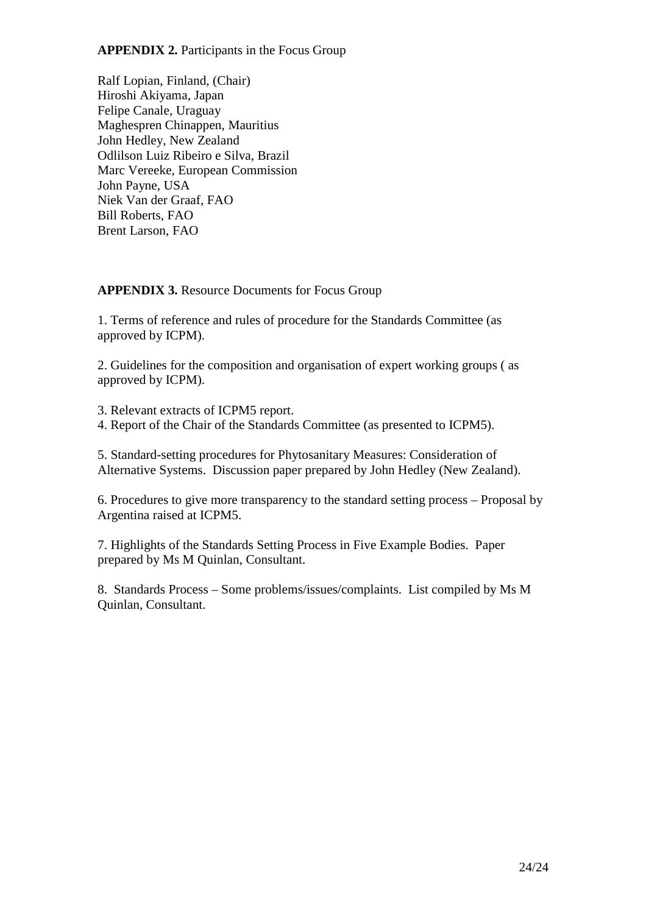**APPENDIX 2.** Participants in the Focus Group

Ralf Lopian, Finland, (Chair)
Hiroshi Akiyama, Japan
Felipe Canale, Uraguay
Maghespren Chinappen, Mauritius
John Hedley, New Zealand
Odlilson Luiz Ribeiro e Silva, Brazil
Marc Vereeke, European Commission
John Payne, USA
Niek Van der Graaf, FAO
Bill Roberts, FAO
Brent Larson, FAO

**APPENDIX 3.** Resource Documents for Focus Group

1. Terms of reference and rules of procedure for the Standards Committee (as approved by ICPM).

2. Guidelines for the composition and organisation of expert working groups ( as approved by ICPM).

3. Relevant extracts of ICPM5 report.
4. Report of the Chair of the Standards Committee (as presented to ICPM5).

5. Standard-setting procedures for Phytosanitary Measures: Consideration of Alternative Systems. Discussion paper prepared by John Hedley (New Zealand).

6. Procedures to give more transparency to the standard setting process – Proposal by Argentina raised at ICPM5.

7. Highlights of the Standards Setting Process in Five Example Bodies. Paper prepared by Ms M Quinlan, Consultant.

8. Standards Process – Some problems/issues/complaints. List compiled by Ms M Quinlan, Consultant.